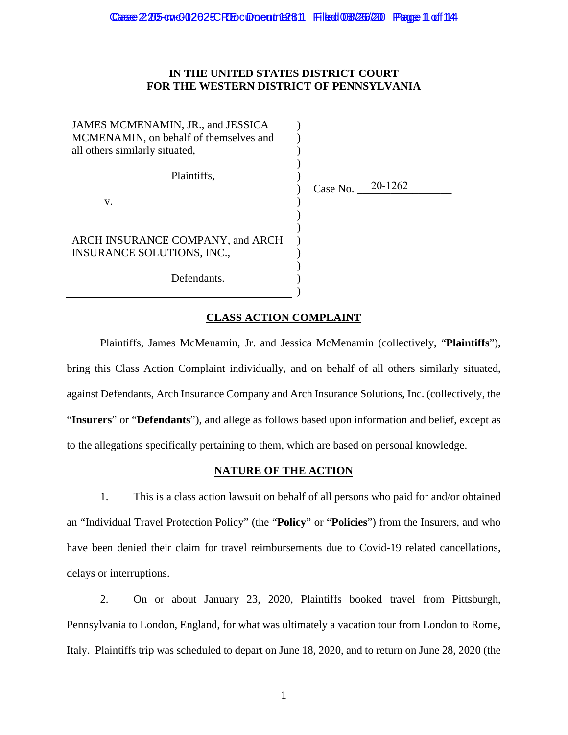# IN THE UNITED STATES DISTRICT COURT
# FOR THE WESTERN DISTRICT OF PENNSYLVANIA

| | | |
|---|---|---|
| JAMES MCMENAMIN, JR., and JESSICA MCMENAMIN, on behalf of themselves and all others similarly situated, | ) | |
| Plaintiffs, | ) | Case No. 20-1262 |
| v. | ) | |
| ARCH INSURANCE COMPANY, and ARCH INSURANCE SOLUTIONS, INC., | ) | |
| Defendants. | ) | |

## CLASS ACTION COMPLAINT

Plaintiffs, James McMenamin, Jr. and Jessica McMenamin (collectively, "**Plaintiffs**"), bring this Class Action Complaint individually, and on behalf of all others similarly situated, against Defendants, Arch Insurance Company and Arch Insurance Solutions, Inc. (collectively, the "**Insurers**" or "**Defendants**"), and allege as follows based upon information and belief, except as to the allegations specifically pertaining to them, which are based on personal knowledge.

## NATURE OF THE ACTION

1. This is a class action lawsuit on behalf of all persons who paid for and/or obtained an "Individual Travel Protection Policy" (the "**Policy**" or "**Policies**") from the Insurers, and who have been denied their claim for travel reimbursements due to Covid-19 related cancellations, delays or interruptions.

2. On or about January 23, 2020, Plaintiffs booked travel from Pittsburgh, Pennsylvania to London, England, for what was ultimately a vacation tour from London to Rome, Italy. Plaintiffs trip was scheduled to depart on June 18, 2020, and to return on June 28, 2020 (the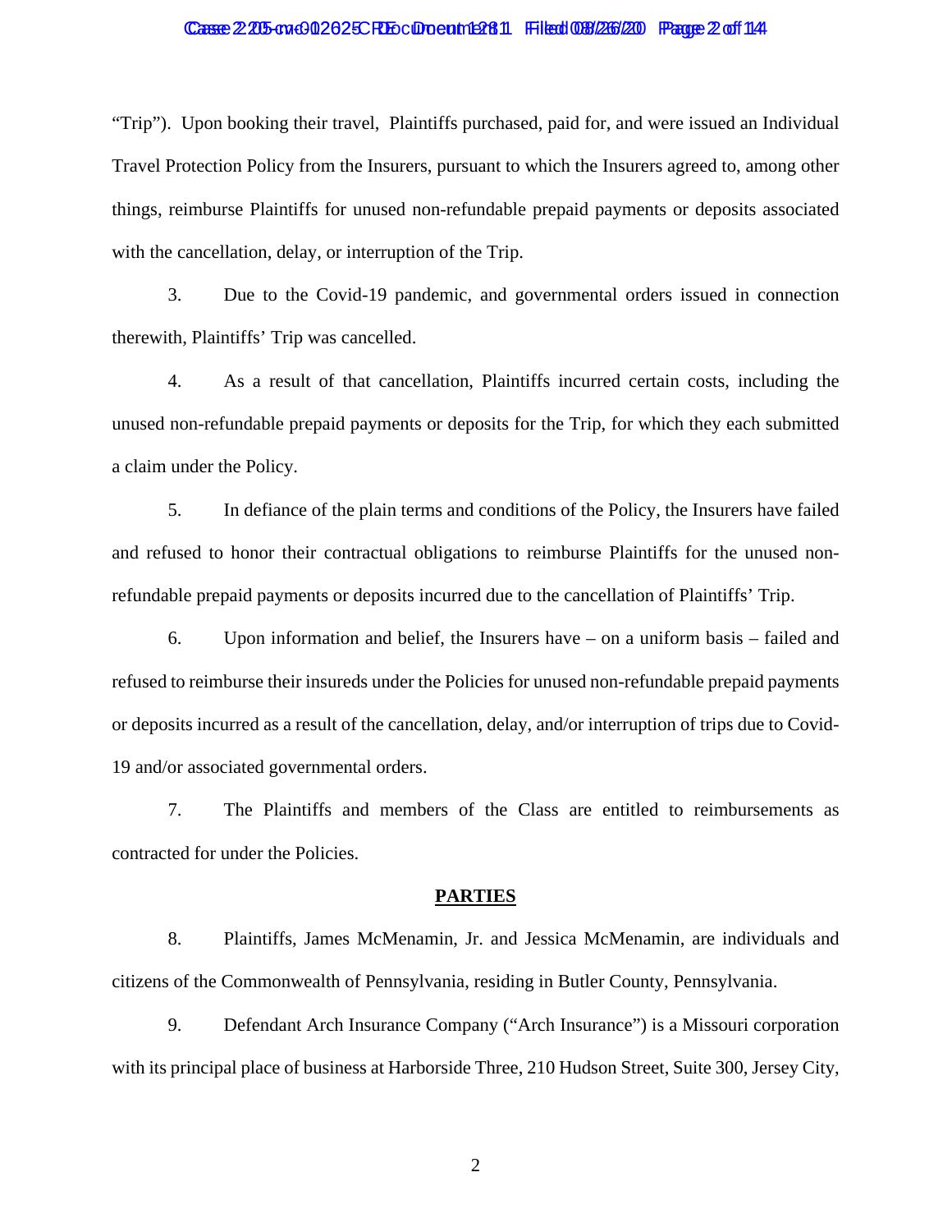"Trip"). Upon booking their travel, Plaintiffs purchased, paid for, and were issued an Individual Travel Protection Policy from the Insurers, pursuant to which the Insurers agreed to, among other things, reimburse Plaintiffs for unused non-refundable prepaid payments or deposits associated with the cancellation, delay, or interruption of the Trip.

3. Due to the Covid-19 pandemic, and governmental orders issued in connection therewith, Plaintiffs' Trip was cancelled.

4. As a result of that cancellation, Plaintiffs incurred certain costs, including the unused non-refundable prepaid payments or deposits for the Trip, for which they each submitted a claim under the Policy.

5. In defiance of the plain terms and conditions of the Policy, the Insurers have failed and refused to honor their contractual obligations to reimburse Plaintiffs for the unused non-refundable prepaid payments or deposits incurred due to the cancellation of Plaintiffs' Trip.

6. Upon information and belief, the Insurers have – on a uniform basis – failed and refused to reimburse their insureds under the Policies for unused non-refundable prepaid payments or deposits incurred as a result of the cancellation, delay, and/or interruption of trips due to Covid-19 and/or associated governmental orders.

7. The Plaintiffs and members of the Class are entitled to reimbursements as contracted for under the Policies.

## PARTIES

8. Plaintiffs, James McMenamin, Jr. and Jessica McMenamin, are individuals and citizens of the Commonwealth of Pennsylvania, residing in Butler County, Pennsylvania.

9. Defendant Arch Insurance Company ("Arch Insurance") is a Missouri corporation with its principal place of business at Harborside Three, 210 Hudson Street, Suite 300, Jersey City,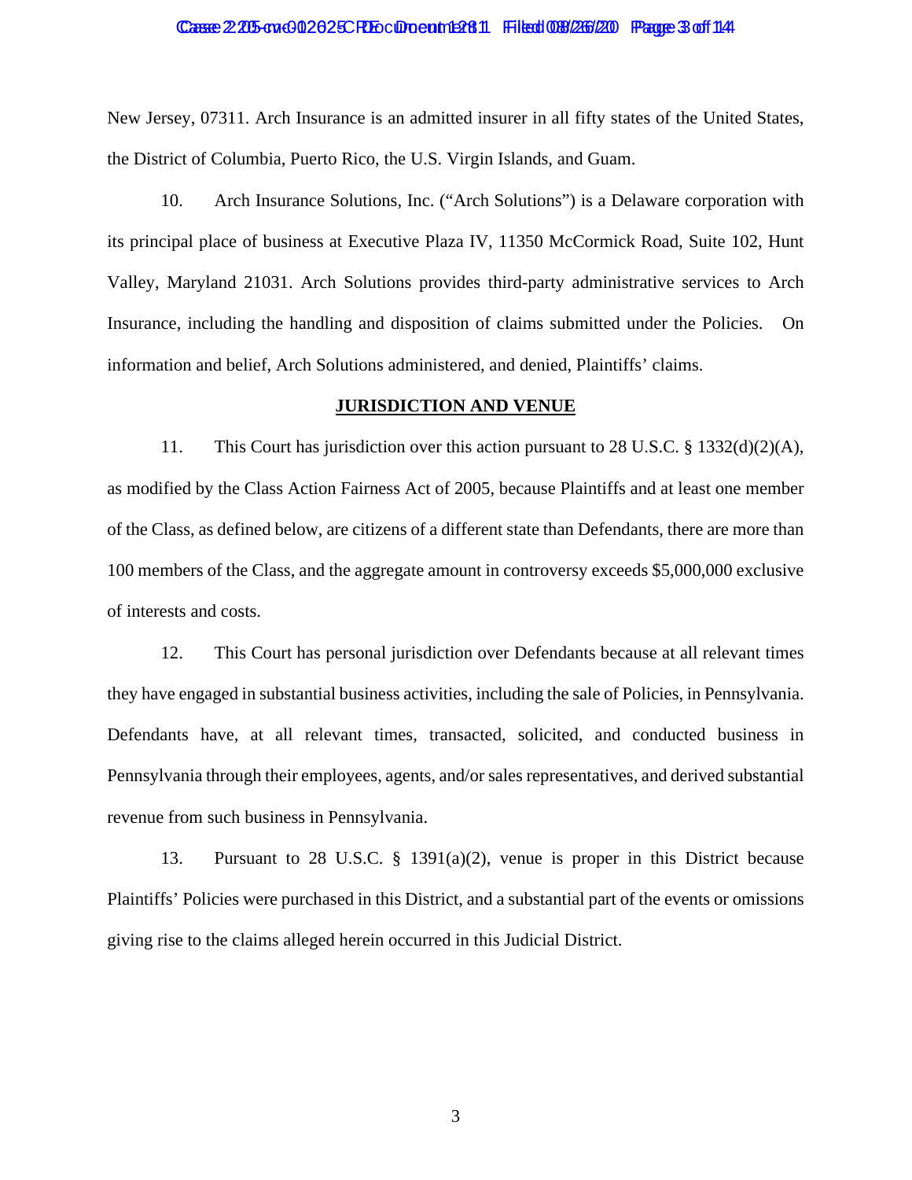New Jersey, 07311. Arch Insurance is an admitted insurer in all fifty states of the United States, the District of Columbia, Puerto Rico, the U.S. Virgin Islands, and Guam.

10. Arch Insurance Solutions, Inc. ("Arch Solutions") is a Delaware corporation with its principal place of business at Executive Plaza IV, 11350 McCormick Road, Suite 102, Hunt Valley, Maryland 21031. Arch Solutions provides third-party administrative services to Arch Insurance, including the handling and disposition of claims submitted under the Policies. On information and belief, Arch Solutions administered, and denied, Plaintiffs' claims.

## JURISDICTION AND VENUE

11. This Court has jurisdiction over this action pursuant to 28 U.S.C. § 1332(d)(2)(A), as modified by the Class Action Fairness Act of 2005, because Plaintiffs and at least one member of the Class, as defined below, are citizens of a different state than Defendants, there are more than 100 members of the Class, and the aggregate amount in controversy exceeds $5,000,000 exclusive of interests and costs.

12. This Court has personal jurisdiction over Defendants because at all relevant times they have engaged in substantial business activities, including the sale of Policies, in Pennsylvania. Defendants have, at all relevant times, transacted, solicited, and conducted business in Pennsylvania through their employees, agents, and/or sales representatives, and derived substantial revenue from such business in Pennsylvania.

13. Pursuant to 28 U.S.C. § 1391(a)(2), venue is proper in this District because Plaintiffs' Policies were purchased in this District, and a substantial part of the events or omissions giving rise to the claims alleged herein occurred in this Judicial District.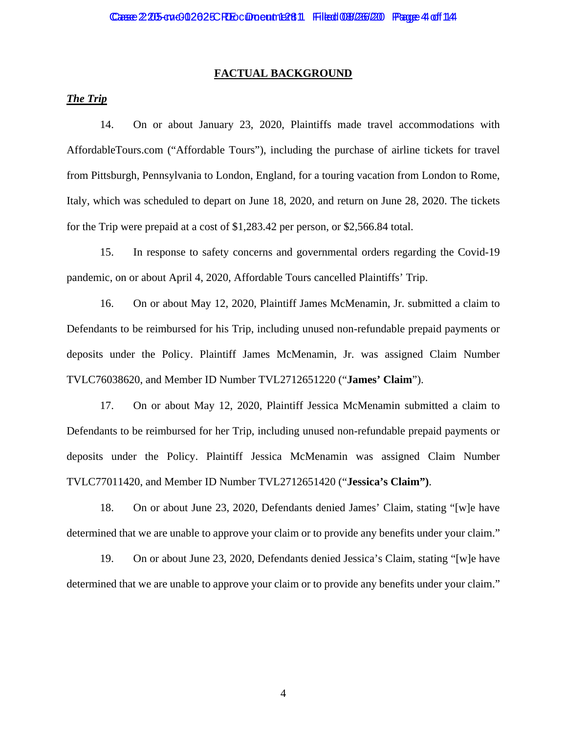## FACTUAL BACKGROUND

***The Trip***

14. On or about January 23, 2020, Plaintiffs made travel accommodations with AffordableTours.com ("Affordable Tours"), including the purchase of airline tickets for travel from Pittsburgh, Pennsylvania to London, England, for a touring vacation from London to Rome, Italy, which was scheduled to depart on June 18, 2020, and return on June 28, 2020. The tickets for the Trip were prepaid at a cost of $1,283.42 per person, or $2,566.84 total.

15. In response to safety concerns and governmental orders regarding the Covid-19 pandemic, on or about April 4, 2020, Affordable Tours cancelled Plaintiffs' Trip.

16. On or about May 12, 2020, Plaintiff James McMenamin, Jr. submitted a claim to Defendants to be reimbursed for his Trip, including unused non-refundable prepaid payments or deposits under the Policy. Plaintiff James McMenamin, Jr. was assigned Claim Number TVLC76038620, and Member ID Number TVL2712651220 ("**James' Claim**").

17. On or about May 12, 2020, Plaintiff Jessica McMenamin submitted a claim to Defendants to be reimbursed for her Trip, including unused non-refundable prepaid payments or deposits under the Policy. Plaintiff Jessica McMenamin was assigned Claim Number TVLC77011420, and Member ID Number TVL2712651420 ("**Jessica's Claim")**.

18. On or about June 23, 2020, Defendants denied James' Claim, stating "[w]e have determined that we are unable to approve your claim or to provide any benefits under your claim."

19. On or about June 23, 2020, Defendants denied Jessica's Claim, stating "[w]e have determined that we are unable to approve your claim or to provide any benefits under your claim."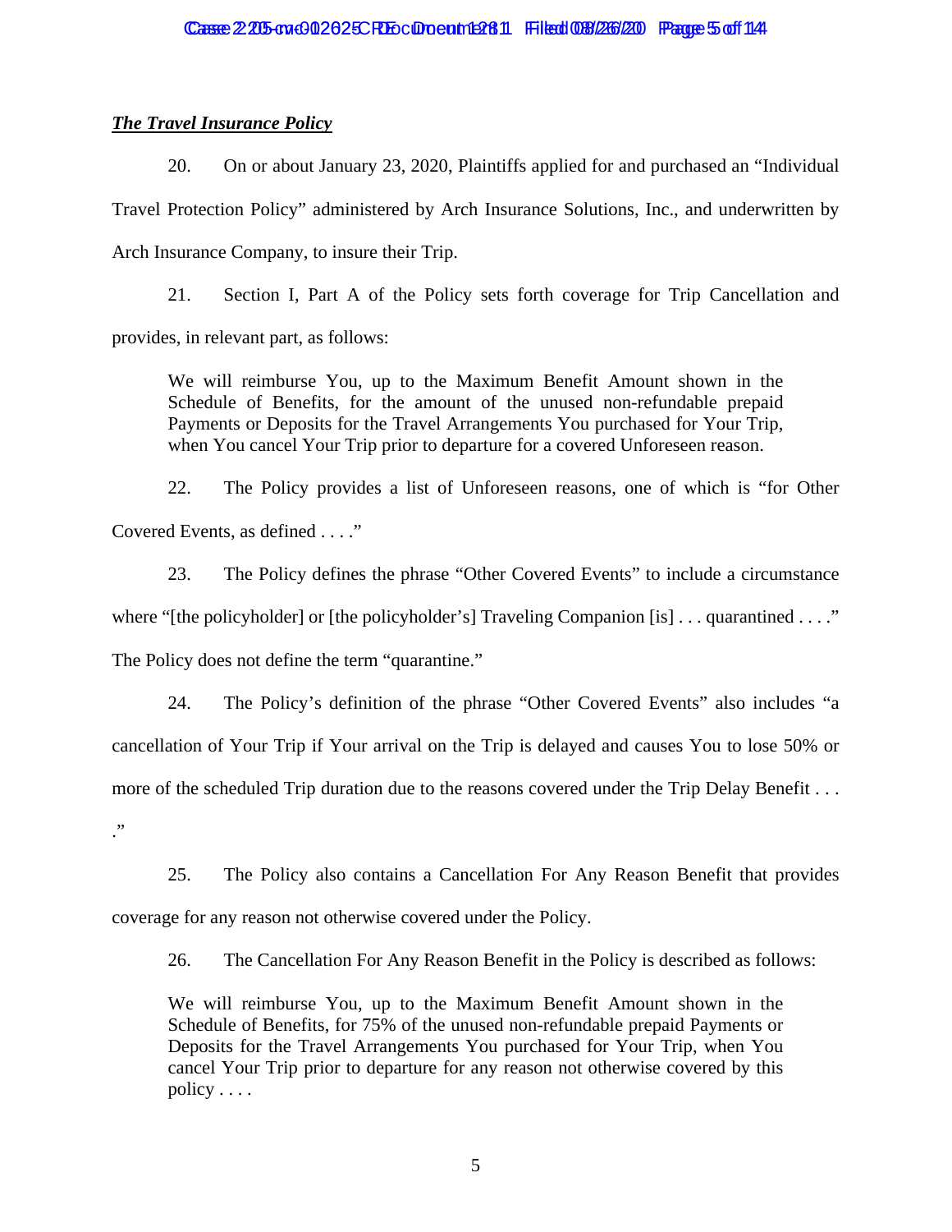***The Travel Insurance Policy***

20. On or about January 23, 2020, Plaintiffs applied for and purchased an "Individual Travel Protection Policy" administered by Arch Insurance Solutions, Inc., and underwritten by Arch Insurance Company, to insure their Trip.

21. Section I, Part A of the Policy sets forth coverage for Trip Cancellation and provides, in relevant part, as follows:

> We will reimburse You, up to the Maximum Benefit Amount shown in the Schedule of Benefits, for the amount of the unused non-refundable prepaid Payments or Deposits for the Travel Arrangements You purchased for Your Trip, when You cancel Your Trip prior to departure for a covered Unforeseen reason.

22. The Policy provides a list of Unforeseen reasons, one of which is "for Other Covered Events, as defined . . . ."

23. The Policy defines the phrase "Other Covered Events" to include a circumstance where "[the policyholder] or [the policyholder's] Traveling Companion [is] . . . quarantined . . . ." The Policy does not define the term "quarantine."

24. The Policy's definition of the phrase "Other Covered Events" also includes "a cancellation of Your Trip if Your arrival on the Trip is delayed and causes You to lose 50% or more of the scheduled Trip duration due to the reasons covered under the Trip Delay Benefit . . . ."

25. The Policy also contains a Cancellation For Any Reason Benefit that provides coverage for any reason not otherwise covered under the Policy.

26. The Cancellation For Any Reason Benefit in the Policy is described as follows:

> We will reimburse You, up to the Maximum Benefit Amount shown in the Schedule of Benefits, for 75% of the unused non-refundable prepaid Payments or Deposits for the Travel Arrangements You purchased for Your Trip, when You cancel Your Trip prior to departure for any reason not otherwise covered by this policy . . . .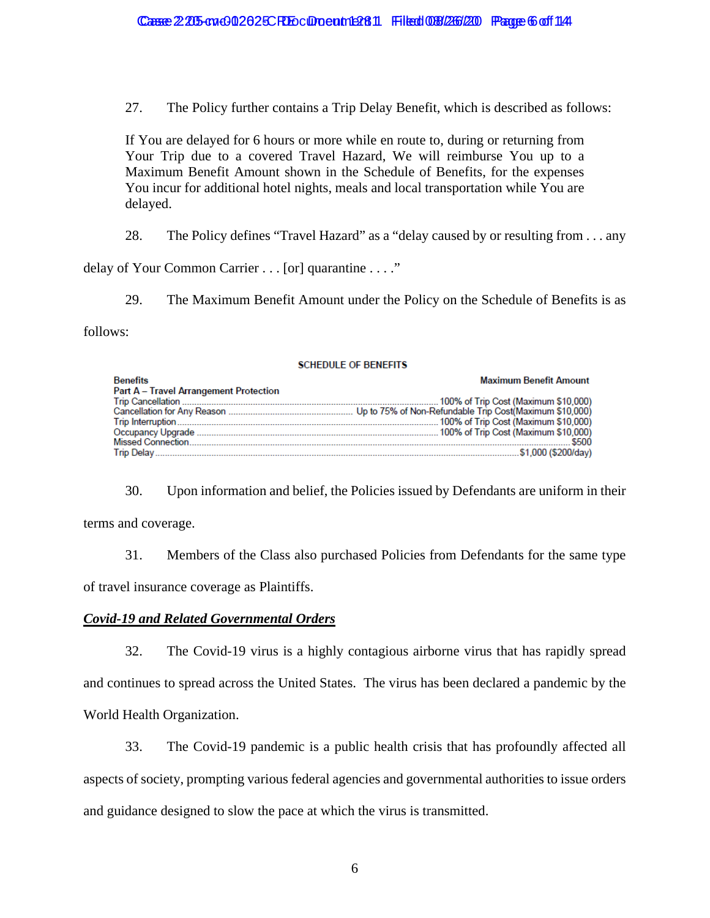27. The Policy further contains a Trip Delay Benefit, which is described as follows:

> If You are delayed for 6 hours or more while en route to, during or returning from Your Trip due to a covered Travel Hazard, We will reimburse You up to a Maximum Benefit Amount shown in the Schedule of Benefits, for the expenses You incur for additional hotel nights, meals and local transportation while You are delayed.

28. The Policy defines "Travel Hazard" as a "delay caused by or resulting from . . . any delay of Your Common Carrier . . . [or] quarantine . . . ."

29. The Maximum Benefit Amount under the Policy on the Schedule of Benefits is as follows:

**SCHEDULE OF BENEFITS**

| Benefits | Maximum Benefit Amount |
|---|---|
| **Part A – Travel Arrangement Protection** | |
| Trip Cancellation | 100% of Trip Cost (Maximum $10,000) |
| Cancellation for Any Reason | Up to 75% of Non-Refundable Trip Cost(Maximum $10,000) |
| Trip Interruption | 100% of Trip Cost (Maximum $10,000) |
| Occupancy Upgrade | 100% of Trip Cost (Maximum $10,000) |
| Missed Connection | $500 |
| Trip Delay | $1,000 ($200/day) |

30. Upon information and belief, the Policies issued by Defendants are uniform in their terms and coverage.

31. Members of the Class also purchased Policies from Defendants for the same type of travel insurance coverage as Plaintiffs.

***Covid-19 and Related Governmental Orders***

32. The Covid-19 virus is a highly contagious airborne virus that has rapidly spread and continues to spread across the United States. The virus has been declared a pandemic by the World Health Organization.

33. The Covid-19 pandemic is a public health crisis that has profoundly affected all aspects of society, prompting various federal agencies and governmental authorities to issue orders and guidance designed to slow the pace at which the virus is transmitted.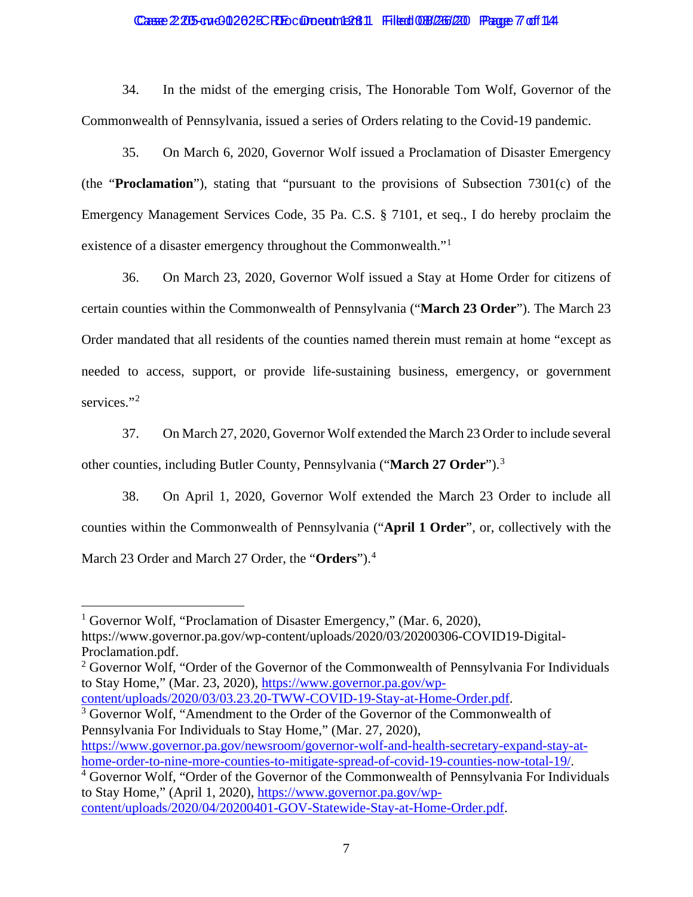34. In the midst of the emerging crisis, The Honorable Tom Wolf, Governor of the Commonwealth of Pennsylvania, issued a series of Orders relating to the Covid-19 pandemic.

35. On March 6, 2020, Governor Wolf issued a Proclamation of Disaster Emergency (the "**Proclamation**"), stating that "pursuant to the provisions of Subsection 7301(c) of the Emergency Management Services Code, 35 Pa. C.S. § 7101, et seq., I do hereby proclaim the existence of a disaster emergency throughout the Commonwealth."[1]

36. On March 23, 2020, Governor Wolf issued a Stay at Home Order for citizens of certain counties within the Commonwealth of Pennsylvania ("**March 23 Order**"). The March 23 Order mandated that all residents of the counties named therein must remain at home "except as needed to access, support, or provide life-sustaining business, emergency, or government services."[2]

37. On March 27, 2020, Governor Wolf extended the March 23 Order to include several other counties, including Butler County, Pennsylvania ("**March 27 Order**").[3]

38. On April 1, 2020, Governor Wolf extended the March 23 Order to include all counties within the Commonwealth of Pennsylvania ("**April 1 Order**", or, collectively with the March 23 Order and March 27 Order, the "**Orders**").[4]

---

[1] Governor Wolf, "Proclamation of Disaster Emergency," (Mar. 6, 2020), https://www.governor.pa.gov/wp-content/uploads/2020/03/20200306-COVID19-Digital-Proclamation.pdf.

[2] Governor Wolf, "Order of the Governor of the Commonwealth of Pennsylvania For Individuals to Stay Home," (Mar. 23, 2020), https://www.governor.pa.gov/wp-content/uploads/2020/03/03.23.20-TWW-COVID-19-Stay-at-Home-Order.pdf.

[3] Governor Wolf, "Amendment to the Order of the Governor of the Commonwealth of Pennsylvania For Individuals to Stay Home," (Mar. 27, 2020), https://www.governor.pa.gov/newsroom/governor-wolf-and-health-secretary-expand-stay-at-home-order-to-nine-more-counties-to-mitigate-spread-of-covid-19-counties-now-total-19/.

[4] Governor Wolf, "Order of the Governor of the Commonwealth of Pennsylvania For Individuals to Stay Home," (April 1, 2020), https://www.governor.pa.gov/wp-content/uploads/2020/04/20200401-GOV-Statewide-Stay-at-Home-Order.pdf.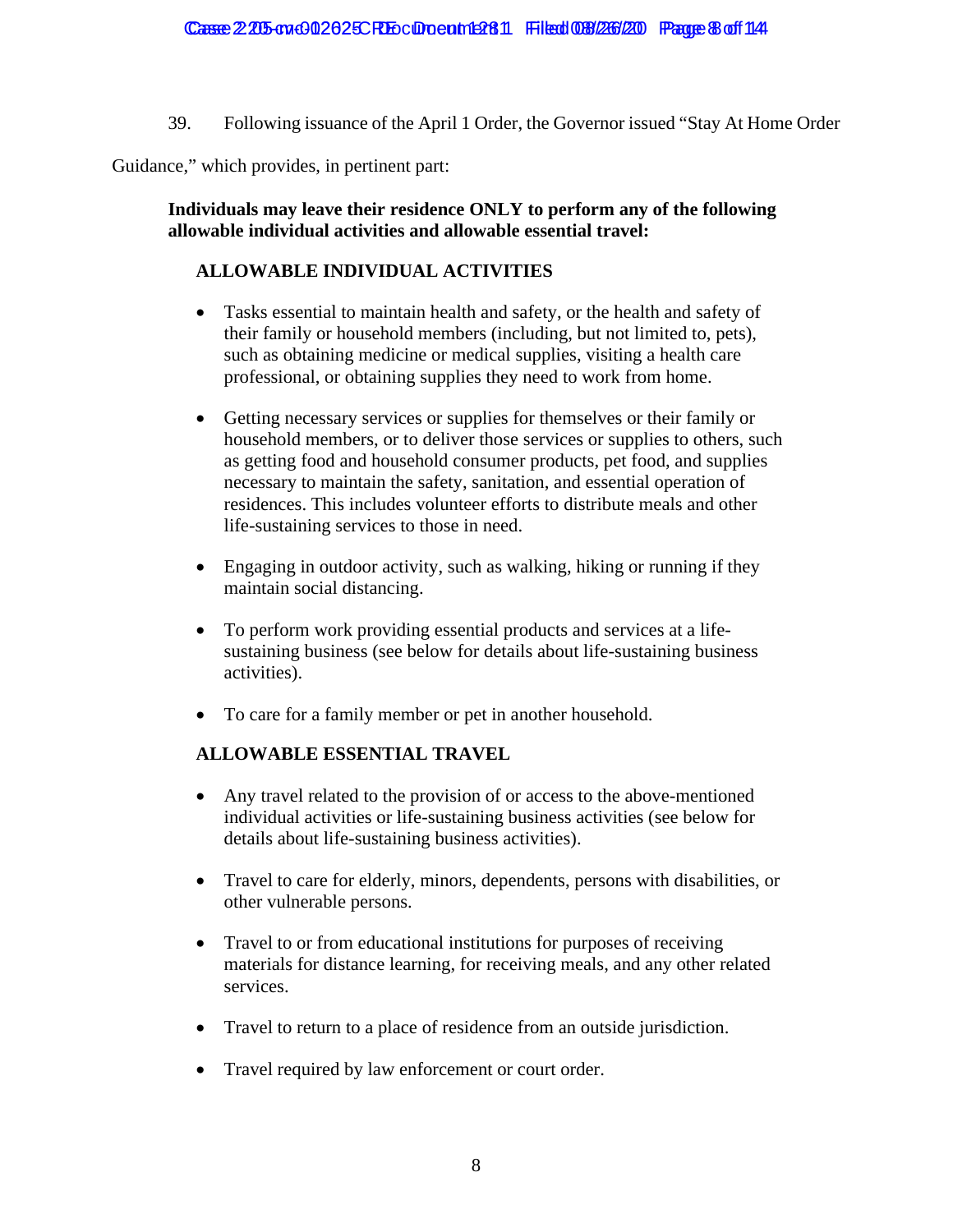39. Following issuance of the April 1 Order, the Governor issued "Stay At Home Order Guidance," which provides, in pertinent part:

> **Individuals may leave their residence ONLY to perform any of the following allowable individual activities and allowable essential travel:**
>
> **ALLOWABLE INDIVIDUAL ACTIVITIES**
>
> - Tasks essential to maintain health and safety, or the health and safety of their family or household members (including, but not limited to, pets), such as obtaining medicine or medical supplies, visiting a health care professional, or obtaining supplies they need to work from home.
>
> - Getting necessary services or supplies for themselves or their family or household members, or to deliver those services or supplies to others, such as getting food and household consumer products, pet food, and supplies necessary to maintain the safety, sanitation, and essential operation of residences. This includes volunteer efforts to distribute meals and other life-sustaining services to those in need.
>
> - Engaging in outdoor activity, such as walking, hiking or running if they maintain social distancing.
>
> - To perform work providing essential products and services at a life-sustaining business (see below for details about life-sustaining business activities).
>
> - To care for a family member or pet in another household.
>
> **ALLOWABLE ESSENTIAL TRAVEL**
>
> - Any travel related to the provision of or access to the above-mentioned individual activities or life-sustaining business activities (see below for details about life-sustaining business activities).
>
> - Travel to care for elderly, minors, dependents, persons with disabilities, or other vulnerable persons.
>
> - Travel to or from educational institutions for purposes of receiving materials for distance learning, for receiving meals, and any other related services.
>
> - Travel to return to a place of residence from an outside jurisdiction.
>
> - Travel required by law enforcement or court order.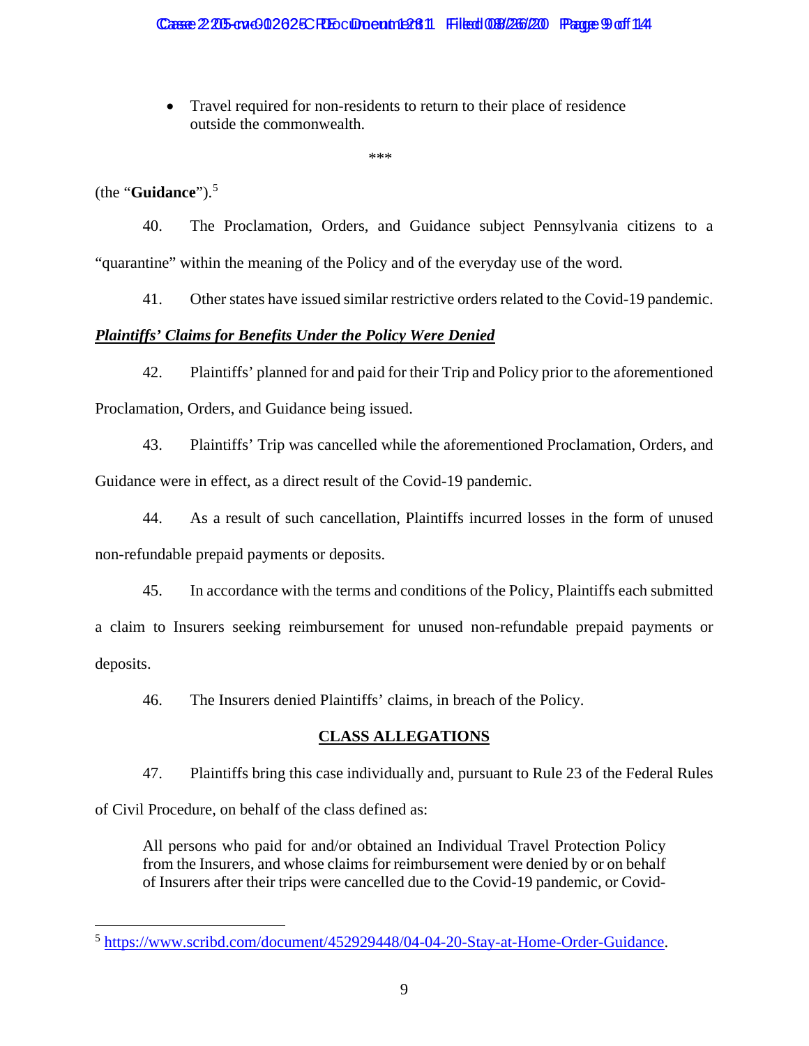- Travel required for non-residents to return to their place of residence outside the commonwealth.

***

(the “**Guidance**”).[5]

40. The Proclamation, Orders, and Guidance subject Pennsylvania citizens to a “quarantine” within the meaning of the Policy and of the everyday use of the word.

41. Other states have issued similar restrictive orders related to the Covid-19 pandemic.

***__Plaintiffs’ Claims for Benefits Under the Policy Were Denied__***

42. Plaintiffs’ planned for and paid for their Trip and Policy prior to the aforementioned Proclamation, Orders, and Guidance being issued.

43. Plaintiffs’ Trip was cancelled while the aforementioned Proclamation, Orders, and Guidance were in effect, as a direct result of the Covid-19 pandemic.

44. As a result of such cancellation, Plaintiffs incurred losses in the form of unused non-refundable prepaid payments or deposits.

45. In accordance with the terms and conditions of the Policy, Plaintiffs each submitted a claim to Insurers seeking reimbursement for unused non-refundable prepaid payments or deposits.

46. The Insurers denied Plaintiffs’ claims, in breach of the Policy.

## CLASS ALLEGATIONS

47. Plaintiffs bring this case individually and, pursuant to Rule 23 of the Federal Rules of Civil Procedure, on behalf of the class defined as:

> All persons who paid for and/or obtained an Individual Travel Protection Policy from the Insurers, and whose claims for reimbursement were denied by or on behalf of Insurers after their trips were cancelled due to the Covid-19 pandemic, or Covid-

[5] https://www.scribd.com/document/452929448/04-04-20-Stay-at-Home-Order-Guidance.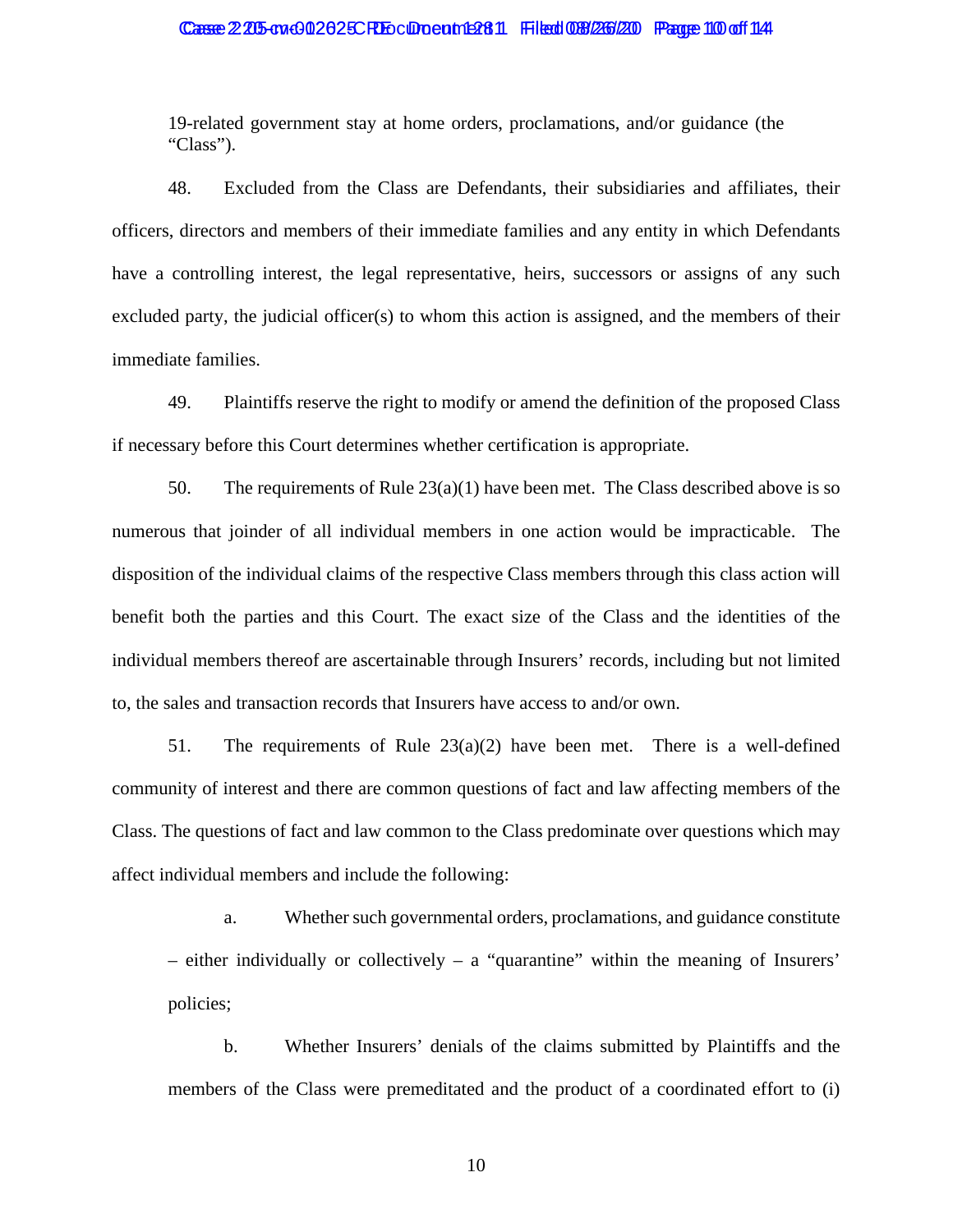19-related government stay at home orders, proclamations, and/or guidance (the "Class").

48. Excluded from the Class are Defendants, their subsidiaries and affiliates, their officers, directors and members of their immediate families and any entity in which Defendants have a controlling interest, the legal representative, heirs, successors or assigns of any such excluded party, the judicial officer(s) to whom this action is assigned, and the members of their immediate families.

49. Plaintiffs reserve the right to modify or amend the definition of the proposed Class if necessary before this Court determines whether certification is appropriate.

50. The requirements of Rule 23(a)(1) have been met. The Class described above is so numerous that joinder of all individual members in one action would be impracticable. The disposition of the individual claims of the respective Class members through this class action will benefit both the parties and this Court. The exact size of the Class and the identities of the individual members thereof are ascertainable through Insurers' records, including but not limited to, the sales and transaction records that Insurers have access to and/or own.

51. The requirements of Rule 23(a)(2) have been met. There is a well-defined community of interest and there are common questions of fact and law affecting members of the Class. The questions of fact and law common to the Class predominate over questions which may affect individual members and include the following:

a. Whether such governmental orders, proclamations, and guidance constitute – either individually or collectively – a "quarantine" within the meaning of Insurers' policies;

b. Whether Insurers' denials of the claims submitted by Plaintiffs and the members of the Class were premeditated and the product of a coordinated effort to (i)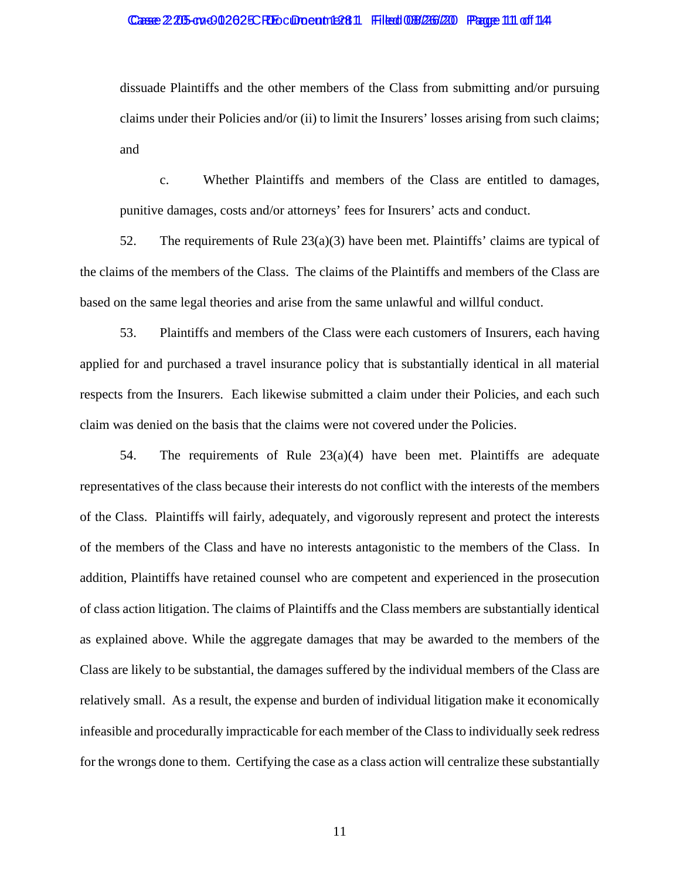dissuade Plaintiffs and the other members of the Class from submitting and/or pursuing claims under their Policies and/or (ii) to limit the Insurers' losses arising from such claims; and

c. Whether Plaintiffs and members of the Class are entitled to damages, punitive damages, costs and/or attorneys' fees for Insurers' acts and conduct.

52. The requirements of Rule 23(a)(3) have been met. Plaintiffs' claims are typical of the claims of the members of the Class. The claims of the Plaintiffs and members of the Class are based on the same legal theories and arise from the same unlawful and willful conduct.

53. Plaintiffs and members of the Class were each customers of Insurers, each having applied for and purchased a travel insurance policy that is substantially identical in all material respects from the Insurers. Each likewise submitted a claim under their Policies, and each such claim was denied on the basis that the claims were not covered under the Policies.

54. The requirements of Rule 23(a)(4) have been met. Plaintiffs are adequate representatives of the class because their interests do not conflict with the interests of the members of the Class. Plaintiffs will fairly, adequately, and vigorously represent and protect the interests of the members of the Class and have no interests antagonistic to the members of the Class. In addition, Plaintiffs have retained counsel who are competent and experienced in the prosecution of class action litigation. The claims of Plaintiffs and the Class members are substantially identical as explained above. While the aggregate damages that may be awarded to the members of the Class are likely to be substantial, the damages suffered by the individual members of the Class are relatively small. As a result, the expense and burden of individual litigation make it economically infeasible and procedurally impracticable for each member of the Class to individually seek redress for the wrongs done to them. Certifying the case as a class action will centralize these substantially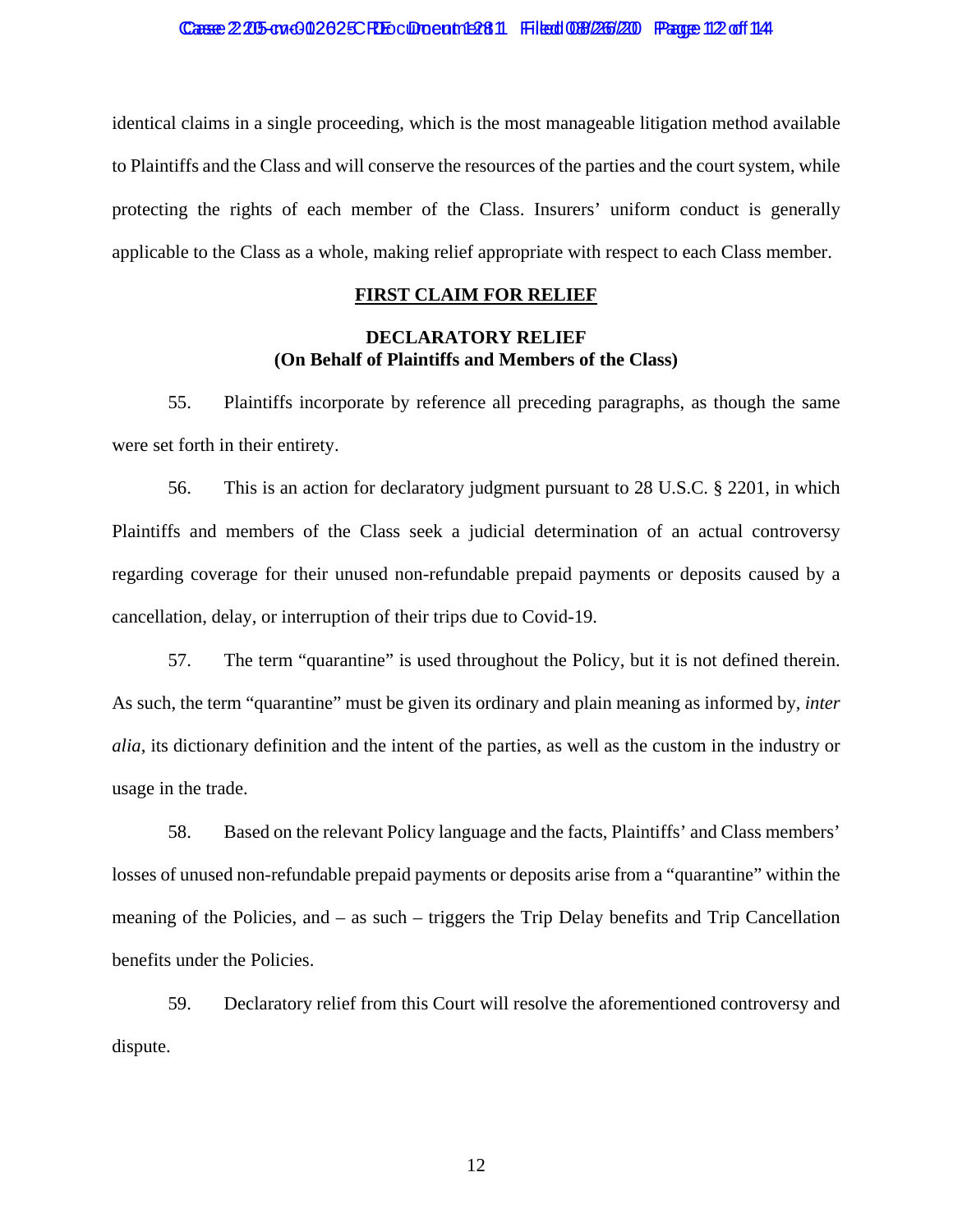identical claims in a single proceeding, which is the most manageable litigation method available to Plaintiffs and the Class and will conserve the resources of the parties and the court system, while protecting the rights of each member of the Class. Insurers' uniform conduct is generally applicable to the Class as a whole, making relief appropriate with respect to each Class member.

**FIRST CLAIM FOR RELIEF**

**DECLARATORY RELIEF**
**(On Behalf of Plaintiffs and Members of the Class)**

55. Plaintiffs incorporate by reference all preceding paragraphs, as though the same were set forth in their entirety.

56. This is an action for declaratory judgment pursuant to 28 U.S.C. § 2201, in which Plaintiffs and members of the Class seek a judicial determination of an actual controversy regarding coverage for their unused non-refundable prepaid payments or deposits caused by a cancellation, delay, or interruption of their trips due to Covid-19.

57. The term "quarantine" is used throughout the Policy, but it is not defined therein. As such, the term "quarantine" must be given its ordinary and plain meaning as informed by, *inter alia*, its dictionary definition and the intent of the parties, as well as the custom in the industry or usage in the trade.

58. Based on the relevant Policy language and the facts, Plaintiffs' and Class members' losses of unused non-refundable prepaid payments or deposits arise from a "quarantine" within the meaning of the Policies, and – as such – triggers the Trip Delay benefits and Trip Cancellation benefits under the Policies.

59. Declaratory relief from this Court will resolve the aforementioned controversy and dispute.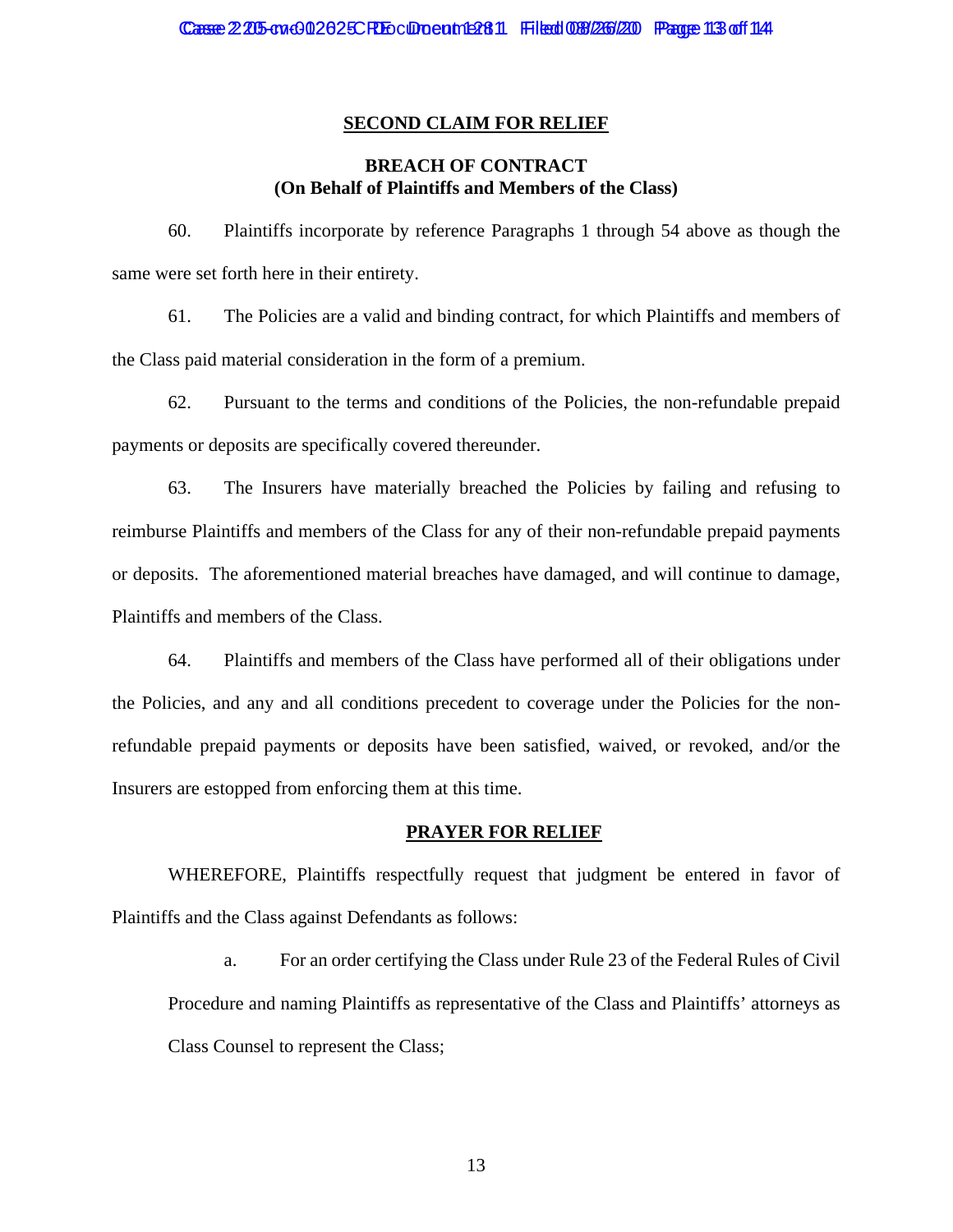## SECOND CLAIM FOR RELIEF

### BREACH OF CONTRACT
### (On Behalf of Plaintiffs and Members of the Class)

60. Plaintiffs incorporate by reference Paragraphs 1 through 54 above as though the same were set forth here in their entirety.

61. The Policies are a valid and binding contract, for which Plaintiffs and members of the Class paid material consideration in the form of a premium.

62. Pursuant to the terms and conditions of the Policies, the non-refundable prepaid payments or deposits are specifically covered thereunder.

63. The Insurers have materially breached the Policies by failing and refusing to reimburse Plaintiffs and members of the Class for any of their non-refundable prepaid payments or deposits. The aforementioned material breaches have damaged, and will continue to damage, Plaintiffs and members of the Class.

64. Plaintiffs and members of the Class have performed all of their obligations under the Policies, and any and all conditions precedent to coverage under the Policies for the non-refundable prepaid payments or deposits have been satisfied, waived, or revoked, and/or the Insurers are estopped from enforcing them at this time.

## PRAYER FOR RELIEF

WHEREFORE, Plaintiffs respectfully request that judgment be entered in favor of Plaintiffs and the Class against Defendants as follows:

a. For an order certifying the Class under Rule 23 of the Federal Rules of Civil Procedure and naming Plaintiffs as representative of the Class and Plaintiffs' attorneys as Class Counsel to represent the Class;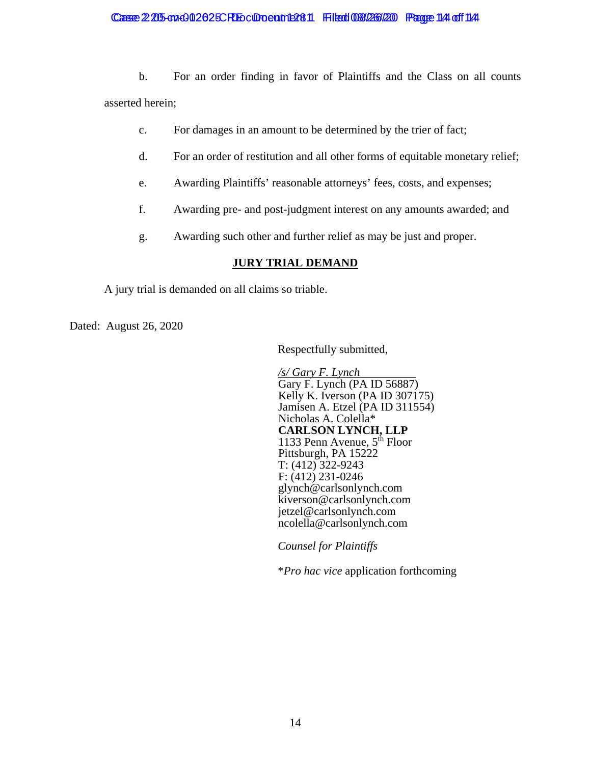b. For an order finding in favor of Plaintiffs and the Class on all counts asserted herein;

c. For damages in an amount to be determined by the trier of fact;

d. For an order of restitution and all other forms of equitable monetary relief;

e. Awarding Plaintiffs' reasonable attorneys' fees, costs, and expenses;

f. Awarding pre- and post-judgment interest on any amounts awarded; and

g. Awarding such other and further relief as may be just and proper.

**JURY TRIAL DEMAND**

A jury trial is demanded on all claims so triable.

Dated: August 26, 2020

Respectfully submitted,

*/s/ Gary F. Lynch*
Gary F. Lynch (PA ID 56887)
Kelly K. Iverson (PA ID 307175)
Jamisen A. Etzel (PA ID 311554)
Nicholas A. Colella*
**CARLSON LYNCH, LLP**
1133 Penn Avenue, 5th Floor
Pittsburgh, PA 15222
T: (412) 322-9243
F: (412) 231-0246
glynch@carlsonlynch.com
kiverson@carlsonlynch.com
jetzel@carlsonlynch.com
ncolella@carlsonlynch.com

*Counsel for Plaintiffs*

**Pro hac vice* application forthcoming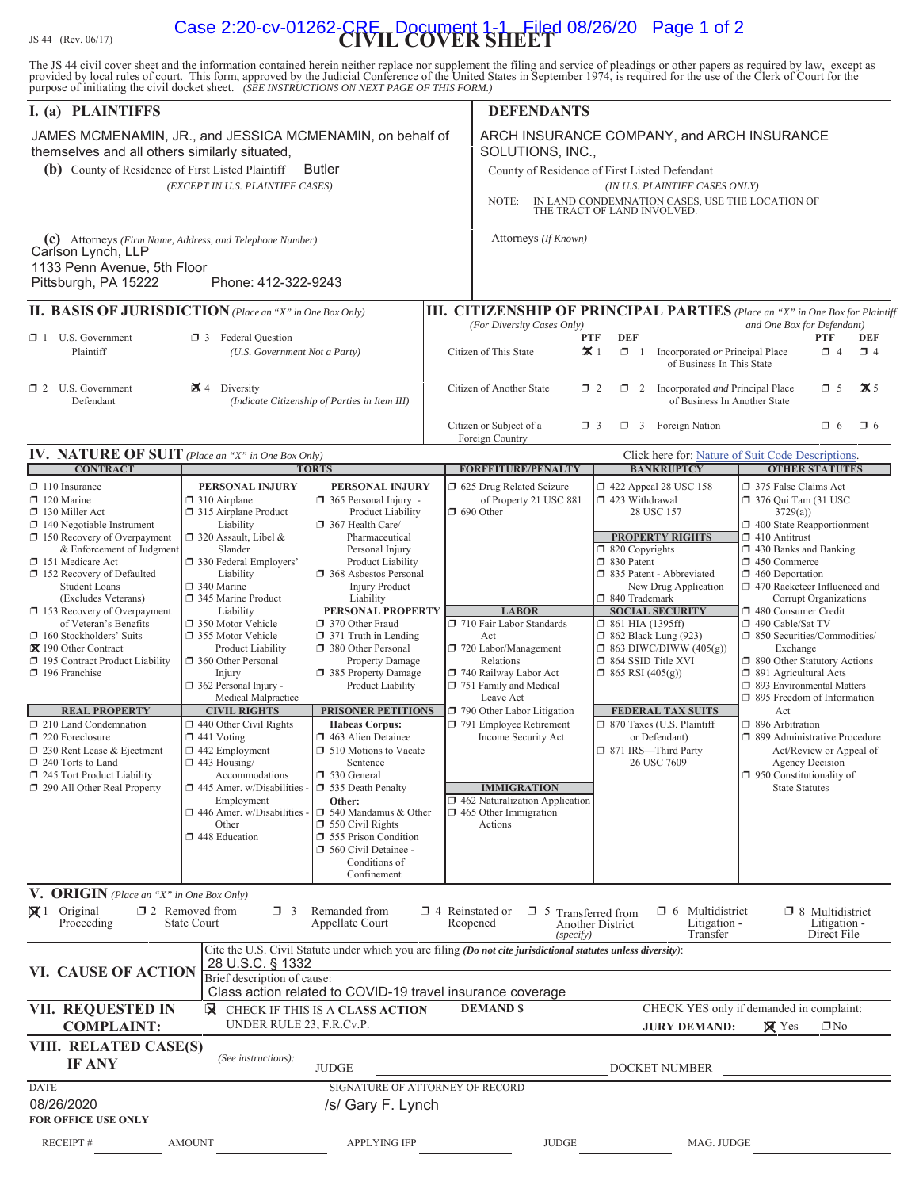JS 44 (Rev. 06/17)

Case 2:20-cv-01262-CRE Document 1-1 Filed 08/26/20 Page 1 of 2

# CIVIL COVER SHEET

The JS 44 civil cover sheet and the information contained herein neither replace nor supplement the filing and service of pleadings or other papers as required by law, except as provided by local rules of court. This form, approved by the Judicial Conference of the United States in September 1974, is required for the use of the Clerk of Court for the purpose of initiating the civil docket sheet. *(SEE INSTRUCTIONS ON NEXT PAGE OF THIS FORM.)*

## I. (a) PLAINTIFFS

JAMES MCMENAMIN, JR., and JESSICA MCMENAMIN, on behalf of themselves and all others similarly situated,

**(b)** County of Residence of First Listed Plaintiff: Butler
*(EXCEPT IN U.S. PLAINTIFF CASES)*

**(c)** Attorneys *(Firm Name, Address, and Telephone Number)*
Carlson Lynch, LLP
1133 Penn Avenue, 5th Floor
Pittsburgh, PA 15222 Phone: 412-322-9243

## DEFENDANTS

ARCH INSURANCE COMPANY, and ARCH INSURANCE SOLUTIONS, INC.,

County of Residence of First Listed Defendant
*(IN U.S. PLAINTIFF CASES ONLY)*

NOTE: IN LAND CONDEMNATION CASES, USE THE LOCATION OF THE TRACT OF LAND INVOLVED.

Attorneys *(If Known)*

## II. BASIS OF JURISDICTION *(Place an "X" in One Box Only)*

- ☐ 1 U.S. Government Plaintiff
- ☐ 3 Federal Question *(U.S. Government Not a Party)*
- ☐ 2 U.S. Government Defendant
- ☒ 4 Diversity *(Indicate Citizenship of Parties in Item III)*

## III. CITIZENSHIP OF PRINCIPAL PARTIES *(Place an "X" in One Box for Plaintiff and One Box for Defendant)* *(For Diversity Cases Only)*

| | PTF | DEF | | PTF | DEF |
|---|---|---|---|---|---|
| Citizen of This State | ☒ 1 | ☐ 1 | Incorporated *or* Principal Place of Business In This State | ☐ 4 | ☐ 4 |
| Citizen of Another State | ☐ 2 | ☐ 2 | Incorporated *and* Principal Place of Business In Another State | ☐ 5 | ☒ 5 |
| Citizen or Subject of a Foreign Country | ☐ 3 | ☐ 3 | Foreign Nation | ☐ 6 | ☐ 6 |

## IV. NATURE OF SUIT *(Place an "X" in One Box Only)*

Click here for: Nature of Suit Code Descriptions.

**CONTRACT**
- ☐ 110 Insurance
- ☐ 120 Marine
- ☐ 130 Miller Act
- ☐ 140 Negotiable Instrument
- ☐ 150 Recovery of Overpayment & Enforcement of Judgment
- ☐ 151 Medicare Act
- ☐ 152 Recovery of Defaulted Student Loans (Excludes Veterans)
- ☐ 153 Recovery of Overpayment of Veteran's Benefits
- ☐ 160 Stockholders' Suits
- ☒ 190 Other Contract
- ☐ 195 Contract Product Liability
- ☐ 196 Franchise

**REAL PROPERTY**
- ☐ 210 Land Condemnation
- ☐ 220 Foreclosure
- ☐ 230 Rent Lease & Ejectment
- ☐ 240 Torts to Land
- ☐ 245 Tort Product Liability
- ☐ 290 All Other Real Property

**TORTS**

PERSONAL INJURY
- ☐ 310 Airplane
- ☐ 315 Airplane Product Liability
- ☐ 320 Assault, Libel & Slander
- ☐ 330 Federal Employers' Liability
- ☐ 340 Marine
- ☐ 345 Marine Product Liability
- ☐ 350 Motor Vehicle
- ☐ 355 Motor Vehicle Product Liability
- ☐ 360 Other Personal Injury
- ☐ 362 Personal Injury - Medical Malpractice

PERSONAL INJURY
- ☐ 365 Personal Injury - Product Liability
- ☐ 367 Health Care/ Pharmaceutical Personal Injury Product Liability
- ☐ 368 Asbestos Personal Injury Product Liability

PERSONAL PROPERTY
- ☐ 370 Other Fraud
- ☐ 371 Truth in Lending
- ☐ 380 Other Personal Property Damage
- ☐ 385 Property Damage Product Liability

**CIVIL RIGHTS**
- ☐ 440 Other Civil Rights
- ☐ 441 Voting
- ☐ 442 Employment
- ☐ 443 Housing/ Accommodations
- ☐ 445 Amer. w/Disabilities - Employment
- ☐ 446 Amer. w/Disabilities - Other
- ☐ 448 Education

**PRISONER PETITIONS**

Habeas Corpus:
- ☐ 463 Alien Detainee
- ☐ 510 Motions to Vacate Sentence
- ☐ 530 General
- ☐ 535 Death Penalty

Other:
- ☐ 540 Mandamus & Other
- ☐ 550 Civil Rights
- ☐ 555 Prison Condition
- ☐ 560 Civil Detainee - Conditions of Confinement

**FORFEITURE/PENALTY**
- ☐ 625 Drug Related Seizure of Property 21 USC 881
- ☐ 690 Other

**LABOR**
- ☐ 710 Fair Labor Standards Act
- ☐ 720 Labor/Management Relations
- ☐ 740 Railway Labor Act
- ☐ 751 Family and Medical Leave Act
- ☐ 790 Other Labor Litigation
- ☐ 791 Employee Retirement Income Security Act

**IMMIGRATION**
- ☐ 462 Naturalization Application
- ☐ 465 Other Immigration Actions

**BANKRUPTCY**
- ☐ 422 Appeal 28 USC 158
- ☐ 423 Withdrawal 28 USC 157

**PROPERTY RIGHTS**
- ☐ 820 Copyrights
- ☐ 830 Patent
- ☐ 835 Patent - Abbreviated New Drug Application
- ☐ 840 Trademark

**SOCIAL SECURITY**
- ☐ 861 HIA (1395ff)
- ☐ 862 Black Lung (923)
- ☐ 863 DIWC/DIWW (405(g))
- ☐ 864 SSID Title XVI
- ☐ 865 RSI (405(g))

**FEDERAL TAX SUITS**
- ☐ 870 Taxes (U.S. Plaintiff or Defendant)
- ☐ 871 IRS—Third Party 26 USC 7609

**OTHER STATUTES**
- ☐ 375 False Claims Act
- ☐ 376 Qui Tam (31 USC 3729(a))
- ☐ 400 State Reapportionment
- ☐ 410 Antitrust
- ☐ 430 Banks and Banking
- ☐ 450 Commerce
- ☐ 460 Deportation
- ☐ 470 Racketeer Influenced and Corrupt Organizations
- ☐ 480 Consumer Credit
- ☐ 490 Cable/Sat TV
- ☐ 850 Securities/Commodities/ Exchange
- ☐ 890 Other Statutory Actions
- ☐ 891 Agricultural Acts
- ☐ 893 Environmental Matters
- ☐ 895 Freedom of Information Act
- ☐ 896 Arbitration
- ☐ 899 Administrative Procedure Act/Review or Appeal of Agency Decision
- ☐ 950 Constitutionality of State Statutes

## V. ORIGIN *(Place an "X" in One Box Only)*

- ☒ 1 Original Proceeding
- ☐ 2 Removed from State Court
- ☐ 3 Remanded from Appellate Court
- ☐ 4 Reinstated or Reopened
- ☐ 5 Transferred from Another District *(specify)*
- ☐ 6 Multidistrict Litigation - Transfer
- ☐ 8 Multidistrict Litigation - Direct File

## VI. CAUSE OF ACTION

Cite the U.S. Civil Statute under which you are filing *(Do not cite jurisdictional statutes unless diversity)*:
28 U.S.C. § 1332

Brief description of cause:
Class action related to COVID-19 travel insurance coverage

## VII. REQUESTED IN COMPLAINT:

☒ CHECK IF THIS IS A **CLASS ACTION** UNDER RULE 23, F.R.Cv.P.

**DEMAND $**

CHECK YES only if demanded in complaint:
**JURY DEMAND:** ☒ Yes ☐ No

## VIII. RELATED CASE(S) IF ANY

*(See instructions):* JUDGE DOCKET NUMBER

DATE: 08/26/2020

SIGNATURE OF ATTORNEY OF RECORD: /s/ Gary F. Lynch

**FOR OFFICE USE ONLY**

RECEIPT # AMOUNT APPLYING IFP JUDGE MAG. JUDGE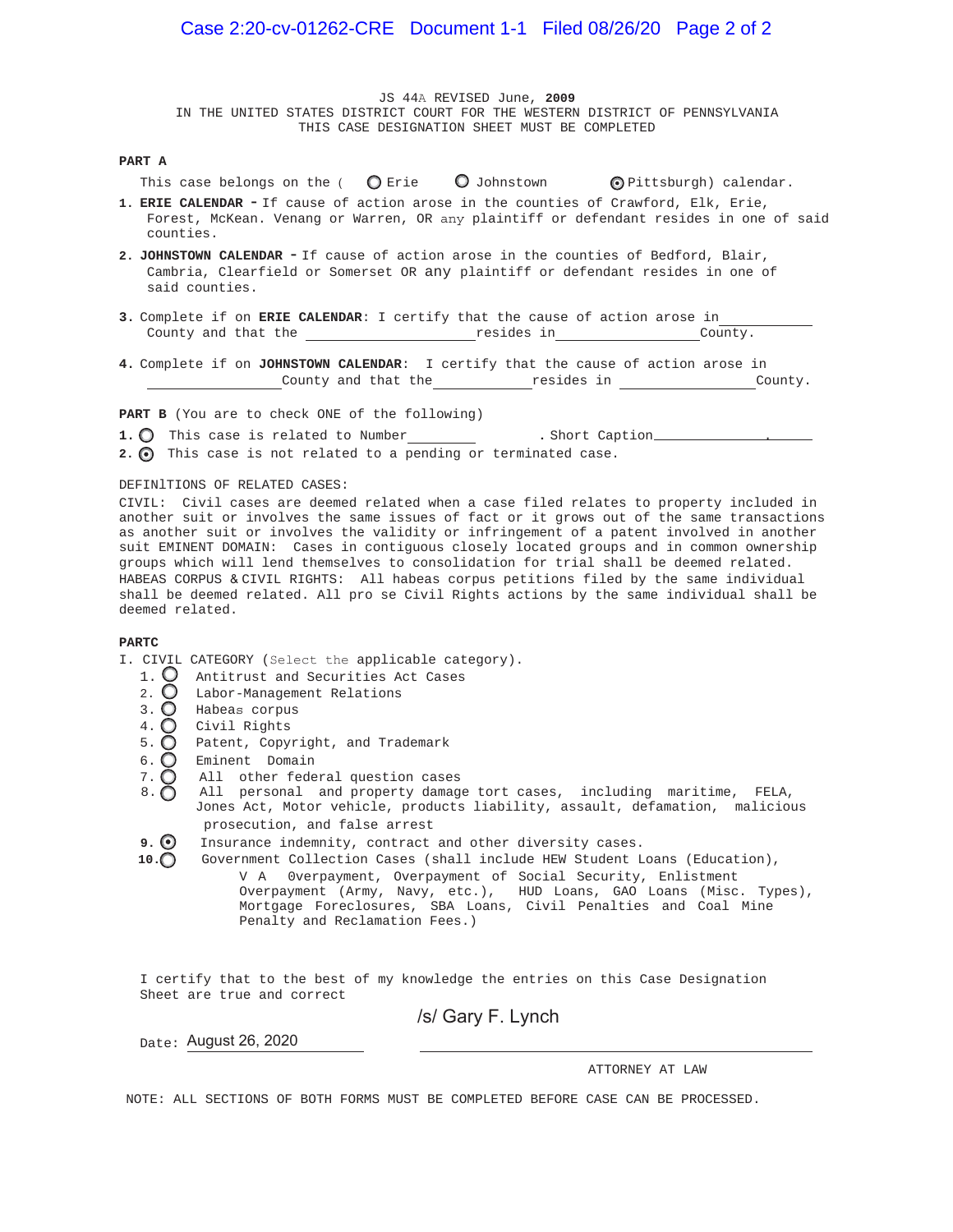JS 44A REVISED June, **2009**
IN THE UNITED STATES DISTRICT COURT FOR THE WESTERN DISTRICT OF PENNSYLVANIA
THIS CASE DESIGNATION SHEET MUST BE COMPLETED

**PART A**

This case belongs on the ( ○ Erie ○ Johnstown ⊙ Pittsburgh) calendar.

1. **ERIE CALENDAR -** If cause of action arose in the counties of Crawford, Elk, Erie, Forest, McKean. Venang or Warren, OR any plaintiff or defendant resides in one of said counties.
2. **JOHNSTOWN CALENDAR -** If cause of action arose in the counties of Bedford, Blair, Cambria, Clearfield or Somerset OR any plaintiff or defendant resides in one of said counties.
3. Complete if on **ERIE CALENDAR**: I certify that the cause of action arose in \_\_\_\_\_\_\_\_ County and that the \_\_\_\_\_\_\_\_ resides in \_\_\_\_\_\_\_\_ County.
4. Complete if on **JOHNSTOWN CALENDAR**: I certify that the cause of action arose in \_\_\_\_\_\_\_\_ County and that the \_\_\_\_\_\_\_\_ resides in \_\_\_\_\_\_\_\_ County.

**PART B** (You are to check ONE of the following)

1. ○ This case is related to Number \_\_\_\_\_\_\_\_ . Short Caption \_\_\_\_\_\_\_\_ .
2. ⊙ This case is not related to a pending or terminated case.

DEFINITIONS OF RELATED CASES:

CIVIL: Civil cases are deemed related when a case filed relates to property included in another suit or involves the same issues of fact or it grows out of the same transactions as another suit or involves the validity or infringement of a patent involved in another suit EMINENT DOMAIN: Cases in contiguous closely located groups and in common ownership groups which will lend themselves to consolidation for trial shall be deemed related. HABEAS CORPUS & CIVIL RIGHTS: All habeas corpus petitions filed by the same individual shall be deemed related. All pro se Civil Rights actions by the same individual shall be deemed related.

**PARTC**

I. CIVIL CATEGORY (Select the applicable category).

1. ○ Antitrust and Securities Act Cases
2. ○ Labor-Management Relations
3. ○ Habeas corpus
4. ○ Civil Rights
5. ○ Patent, Copyright, and Trademark
6. ○ Eminent Domain
7. ○ All other federal question cases
8. ○ All personal and property damage tort cases, including maritime, FELA, Jones Act, Motor vehicle, products liability, assault, defamation, malicious prosecution, and false arrest
9. ⊙ Insurance indemnity, contract and other diversity cases.
10. ○ Government Collection Cases (shall include HEW Student Loans (Education), V A 0verpayment, Overpayment of Social Security, Enlistment Overpayment (Army, Navy, etc.), HUD Loans, GAO Loans (Misc. Types), Mortgage Foreclosures, SBA Loans, Civil Penalties and Coal Mine Penalty and Reclamation Fees.)

I certify that to the best of my knowledge the entries on this Case Designation Sheet are true and correct

Date: August 26, 2020

/s/ Gary F. Lynch

ATTORNEY AT LAW

NOTE: ALL SECTIONS OF BOTH FORMS MUST BE COMPLETED BEFORE CASE CAN BE PROCESSED.